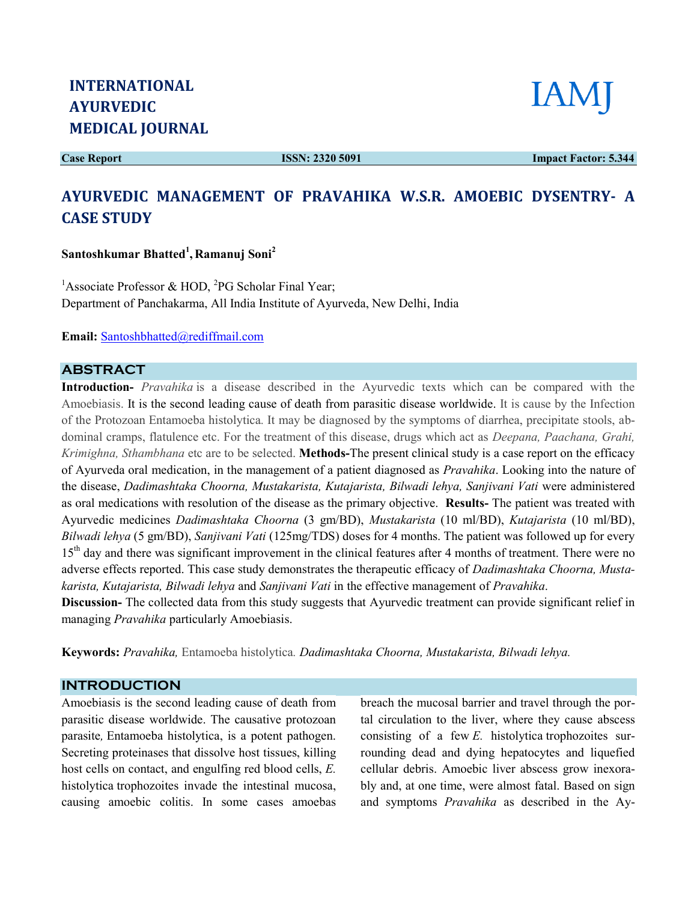INTERNATIONAL AYURVEDIC MEDICAL JOURNAL

IAMJ

**Case Report** **ISSN: 2320 5091** **Impact Factor: 5.344**

# AYURVEDIC MANAGEMENT OF PRAVAHIKA W.S.R. AMOEBIC DYSENTRY- A CASE STUDY

**Santoshkumar Bhatted[1], Ramanuj Soni[2]**

[1]Associate Professor & HOD, [2]PG Scholar Final Year;
Department of Panchakarma, All India Institute of Ayurveda, New Delhi, India

**Email:** Santoshbhatted@rediffmail.com

## ABSTRACT

**Introduction-** *Pravahika* is a disease described in the Ayurvedic texts which can be compared with the Amoebiasis. It is the second leading cause of death from parasitic disease worldwide. It is cause by the Infection of the Protozoan Entamoeba histolytica. It may be diagnosed by the symptoms of diarrhea, precipitate stools, abdominal cramps, flatulence etc. For the treatment of this disease, drugs which act as *Deepana, Paachana, Grahi, Krimighna, Sthambhana* etc are to be selected. **Methods-**The present clinical study is a case report on the efficacy of Ayurveda oral medication, in the management of a patient diagnosed as *Pravahika*. Looking into the nature of the disease, *Dadimashtaka Choorna, Mustakarista, Kutajarista, Bilwadi lehya, Sanjivani Vati* were administered as oral medications with resolution of the disease as the primary objective. **Results-** The patient was treated with Ayurvedic medicines *Dadimashtaka Choorna* (3 gm/BD), *Mustakarista* (10 ml/BD), *Kutajarista* (10 ml/BD), *Bilwadi lehya* (5 gm/BD), *Sanjivani Vati* (125mg/TDS) doses for 4 months. The patient was followed up for every 15th day and there was significant improvement in the clinical features after 4 months of treatment. There were no adverse effects reported. This case study demonstrates the therapeutic efficacy of *Dadimashtaka Choorna, Mustakarista, Kutajarista, Bilwadi lehya* and *Sanjivani Vati* in the effective management of *Pravahika*.
**Discussion-** The collected data from this study suggests that Ayurvedic treatment can provide significant relief in managing *Pravahika* particularly Amoebiasis.

**Keywords:** *Pravahika,* Entamoeba histolytica. *Dadimashtaka Choorna, Mustakarista, Bilwadi lehya.*

## INTRODUCTION

Amoebiasis is the second leading cause of death from parasitic disease worldwide. The causative protozoan parasite, Entamoeba histolytica, is a potent pathogen. Secreting proteinases that dissolve host tissues, killing host cells on contact, and engulfing red blood cells, *E.* histolytica trophozoites invade the intestinal mucosa, causing amoebic colitis. In some cases amoebas breach the mucosal barrier and travel through the portal circulation to the liver, where they cause abscess consisting of a few *E.* histolytica trophozoites surrounding dead and dying hepatocytes and liquefied cellular debris. Amoebic liver abscess grow inexorably and, at one time, were almost fatal. Based on sign and symptoms *Pravahika* as described in the Ay-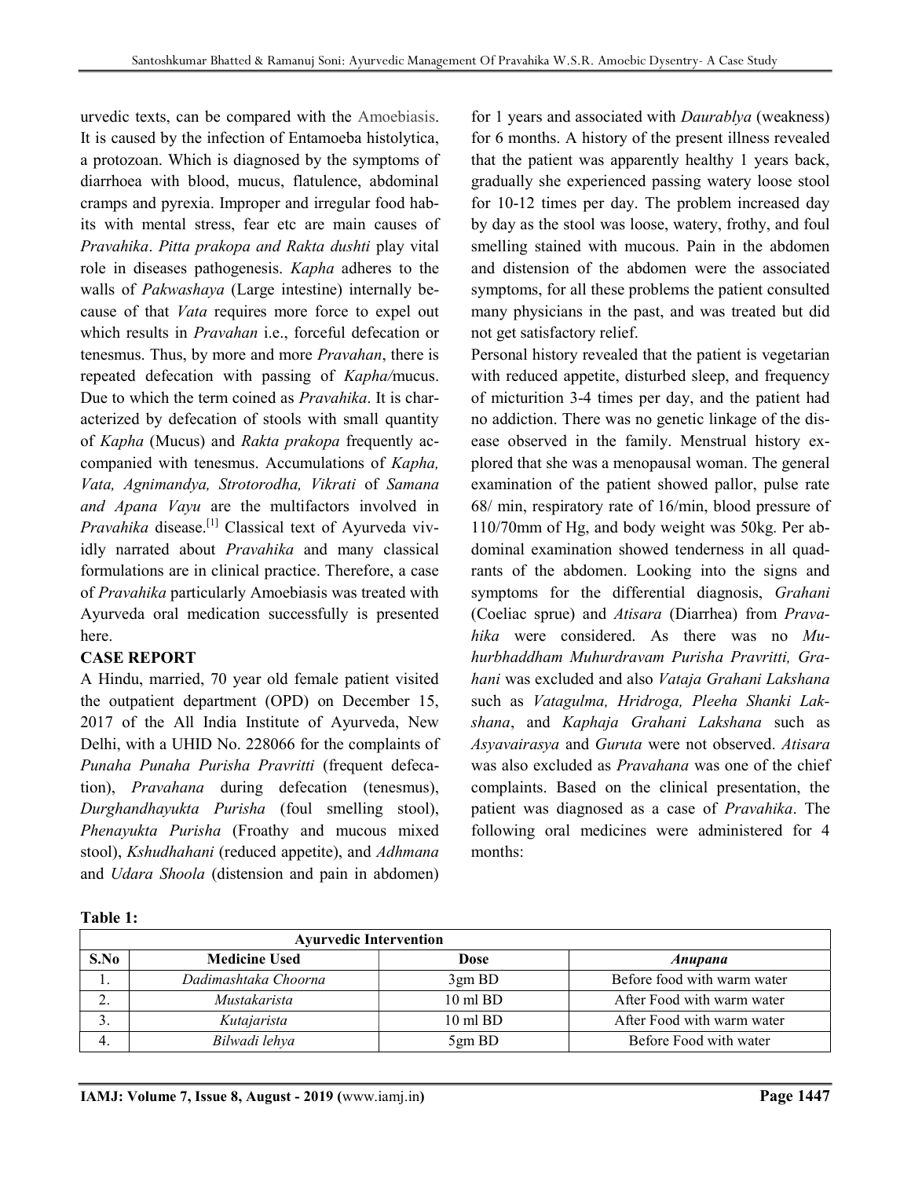urvedic texts, can be compared with the Amoebiasis. It is caused by the infection of Entamoeba histolytica, a protozoan. Which is diagnosed by the symptoms of diarrhoea with blood, mucus, flatulence, abdominal cramps and pyrexia. Improper and irregular food habits with mental stress, fear etc are main causes of *Pravahika*. *Pitta prakopa and Rakta dushti* play vital role in diseases pathogenesis. *Kapha* adheres to the walls of *Pakwashaya* (Large intestine) internally because of that *Vata* requires more force to expel out which results in *Pravahan* i.e., forceful defecation or tenesmus. Thus, by more and more *Pravahan*, there is repeated defecation with passing of *Kapha/*mucus. Due to which the term coined as *Pravahika*. It is characterized by defecation of stools with small quantity of *Kapha* (Mucus) and *Rakta prakopa* frequently accompanied with tenesmus. Accumulations of *Kapha, Vata, Agnimandya, Strotorodha, Vikrati* of *Samana and Apana Vayu* are the multifactors involved in *Pravahika* disease.[1] Classical text of Ayurveda vividly narrated about *Pravahika* and many classical formulations are in clinical practice. Therefore, a case of *Pravahika* particularly Amoebiasis was treated with Ayurveda oral medication successfully is presented here.

## CASE REPORT

A Hindu, married, 70 year old female patient visited the outpatient department (OPD) on December 15, 2017 of the All India Institute of Ayurveda, New Delhi, with a UHID No. 228066 for the complaints of *Punaha Punaha Purisha Pravritti* (frequent defecation), *Pravahana* during defecation (tenesmus), *Durghandhayukta Purisha* (foul smelling stool), *Phenayukta Purisha* (Froathy and mucous mixed stool), *Kshudhahani* (reduced appetite), and *Adhmana* and *Udara Shoola* (distension and pain in abdomen) for 1 years and associated with *Daurablya* (weakness) for 6 months. A history of the present illness revealed that the patient was apparently healthy 1 years back, gradually she experienced passing watery loose stool for 10-12 times per day. The problem increased day by day as the stool was loose, watery, frothy, and foul smelling stained with mucous. Pain in the abdomen and distension of the abdomen were the associated symptoms, for all these problems the patient consulted many physicians in the past, and was treated but did not get satisfactory relief.

Personal history revealed that the patient is vegetarian with reduced appetite, disturbed sleep, and frequency of micturition 3-4 times per day, and the patient had no addiction. There was no genetic linkage of the disease observed in the family. Menstrual history explored that she was a menopausal woman. The general examination of the patient showed pallor, pulse rate 68/ min, respiratory rate of 16/min, blood pressure of 110/70mm of Hg, and body weight was 50kg. Per abdominal examination showed tenderness in all quadrants of the abdomen. Looking into the signs and symptoms for the differential diagnosis, *Grahani* (Coeliac sprue) and *Atisara* (Diarrhea) from *Pravahika* were considered. As there was no *Muhurbhaddham Muhurdravam Purisha Pravritti, Grahani* was excluded and also *Vataja Grahani Lakshana* such as *Vatagulma, Hridroga, Pleeha Shanki Lakshana*, and *Kaphaja Grahani Lakshana* such as *Asyavairasya* and *Guruta* were not observed. *Atisara* was also excluded as *Pravahana* was one of the chief complaints. Based on the clinical presentation, the patient was diagnosed as a case of *Pravahika*. The following oral medicines were administered for 4 months:

**Table 1:**

| Ayurvedic Intervention | | | |
|---|---|---|---|
| **S.No** | **Medicine Used** | **Dose** | ***Anupana*** |
| 1. | *Dadimashtaka Choorna* | 3gm BD | Before food with warm water |
| 2. | *Mustakarista* | 10 ml BD | After Food with warm water |
| 3. | *Kutajarista* | 10 ml BD | After Food with warm water |
| 4. | *Bilwadi lehya* | 5gm BD | Before Food with water |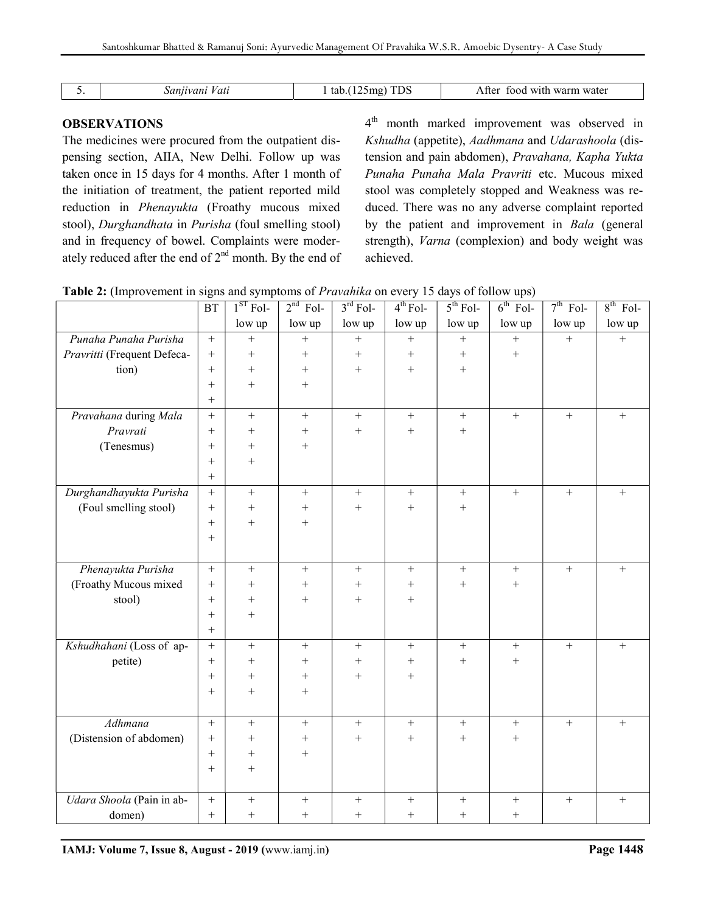| 5. | *Sanjivani Vati* | 1 tab.(125mg) TDS | After food with warm water |
|---|---|---|---|

## OBSERVATIONS

The medicines were procured from the outpatient dispensing section, AIIA, New Delhi. Follow up was taken once in 15 days for 4 months. After 1 month of the initiation of treatment, the patient reported mild reduction in *Phenayukta* (Froathy mucous mixed stool), *Durghandhata* in *Purisha* (foul smelling stool) and in frequency of bowel. Complaints were moderately reduced after the end of 2nd month. By the end of 4th month marked improvement was observed in *Kshudha* (appetite), *Aadhmana* and *Udarashoola* (distension and pain abdomen), *Pravahana, Kapha Yukta Punaha Punaha Mala Pravriti* etc. Mucous mixed stool was completely stopped and Weakness was reduced. There was no any adverse complaint reported by the patient and improvement in *Bala* (general strength), *Varna* (complexion) and body weight was achieved.

**Table 2:** (Improvement in signs and symptoms of *Pravahika* on every 15 days of follow ups)

| | BT | 1ST Follow up | 2nd Follow up | 3rd Follow up | 4th Follow up | 5th Follow up | 6th Follow up | 7th Follow up | 8th Follow up |
|---|---|---|---|---|---|---|---|---|---|
| *Punaha Punaha Purisha Pravritti* (Frequent Defecation) | +++++ | ++++ | ++++ | +++ | +++ | +++ | ++ | + | + |
| *Pravahana* during *Mala Pravrati* (Tenesmus) | +++++ | ++++ | +++ | ++ | ++ | ++ | + | + | + |
| *Durghandhayukta Purisha* (Foul smelling stool) | ++++ | +++ | +++ | ++ | ++ | ++ | + | + | + |
| *Phenayukta Purisha* (Froathy Mucous mixed stool) | +++++ | ++++ | +++ | +++ | +++ | ++ | ++ | + | + |
| *Kshudhahani* (Loss of appetite) | ++++ | ++++ | ++++ | +++ | +++ | ++ | ++ | + | + |
| *Adhmana* (Distension of abdomen) | ++++ | ++++ | +++ | ++ | ++ | ++ | ++ | + | + |
| *Udara Shoola* (Pain in abdomen) | ++ | ++ | ++ | ++ | ++ | ++ | ++ | + | + |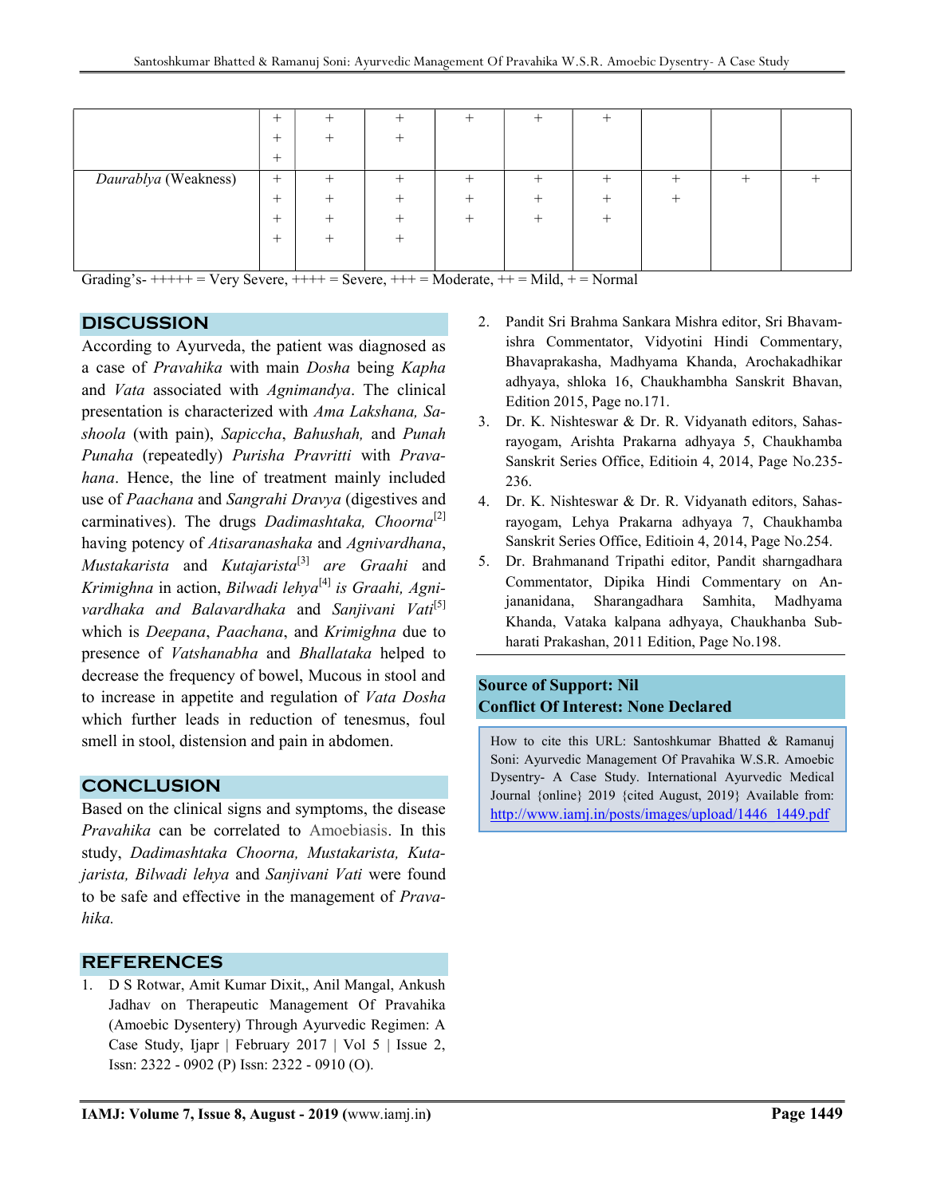| | | | | | | | | | |
|---|---|---|---|---|---|---|---|---|---|
| | +++ | ++ | ++ | + | + | + | | | |
| *Daurablya* (Weakness) | ++++ | ++++ | ++++ | +++ | +++ | +++ | ++ | + | + |

Grading's- +++++ = Very Severe, ++++ = Severe, +++ = Moderate, ++ = Mild, + = Normal

## DISCUSSION

According to Ayurveda, the patient was diagnosed as a case of *Pravahika* with main *Dosha* being *Kapha* and *Vata* associated with *Agnimandya*. The clinical presentation is characterized with *Ama Lakshana, Sashoola* (with pain), *Sapiccha*, *Bahushah,* and *Punah Punaha* (repeatedly) *Purisha Pravritti* with *Pravahana*. Hence, the line of treatment mainly included use of *Paachana* and *Sangrahi Dravya* (digestives and carminatives). The drugs *Dadimashtaka, Choorna*[2] having potency of *Atisaranashaka* and *Agnivardhana*, *Mustakarista* and *Kutajarista*[3] *are Graahi* and *Krimighna* in action, *Bilwadi lehya*[4] *is Graahi, Agnivardhaka and Balavardhaka* and *Sanjivani Vati*[5] which is *Deepana*, *Paachana*, and *Krimighna* due to presence of *Vatshanabha* and *Bhallataka* helped to decrease the frequency of bowel, Mucous in stool and to increase in appetite and regulation of *Vata Dosha* which further leads in reduction of tenesmus, foul smell in stool, distension and pain in abdomen.

## CONCLUSION

Based on the clinical signs and symptoms, the disease *Pravahika* can be correlated to Amoebiasis. In this study, *Dadimashtaka Choorna, Mustakarista, Kutajarista, Bilwadi lehya* and *Sanjivani Vati* were found to be safe and effective in the management of *Pravahika.*

## REFERENCES

1. D S Rotwar, Amit Kumar Dixit,, Anil Mangal, Ankush Jadhav on Therapeutic Management Of Pravahika (Amoebic Dysentery) Through Ayurvedic Regimen: A Case Study, Ijapr | February 2017 | Vol 5 | Issue 2, Issn: 2322 - 0902 (P) Issn: 2322 - 0910 (O).
2. Pandit Sri Brahma Sankara Mishra editor, Sri Bhavamishra Commentator, Vidyotini Hindi Commentary, Bhavaprakasha, Madhyama Khanda, Arochakadhikar adhyaya, shloka 16, Chaukhambha Sanskrit Bhavan, Edition 2015, Page no.171.
3. Dr. K. Nishteswar & Dr. R. Vidyanath editors, Sahasrayogam, Arishta Prakarna adhyaya 5, Chaukhamba Sanskrit Series Office, Editioin 4, 2014, Page No.235-236.
4. Dr. K. Nishteswar & Dr. R. Vidyanath editors, Sahasrayogam, Lehya Prakarna adhyaya 7, Chaukhamba Sanskrit Series Office, Editioin 4, 2014, Page No.254.
5. Dr. Brahmanand Tripathi editor, Pandit sharngadhara Commentator, Dipika Hindi Commentary on Anjananidana, Sharangadhara Samhita, Madhyama Khanda, Vataka kalpana adhyaya, Chaukhanba Subharati Prakashan, 2011 Edition, Page No.198.

**Source of Support: Nil**
**Conflict Of Interest: None Declared**

How to cite this URL: Santoshkumar Bhatted & Ramanuj Soni: Ayurvedic Management Of Pravahika W.S.R. Amoebic Dysentry- A Case Study. International Ayurvedic Medical Journal {online} 2019 {cited August, 2019} Available from: http://www.iamj.in/posts/images/upload/1446_1449.pdf